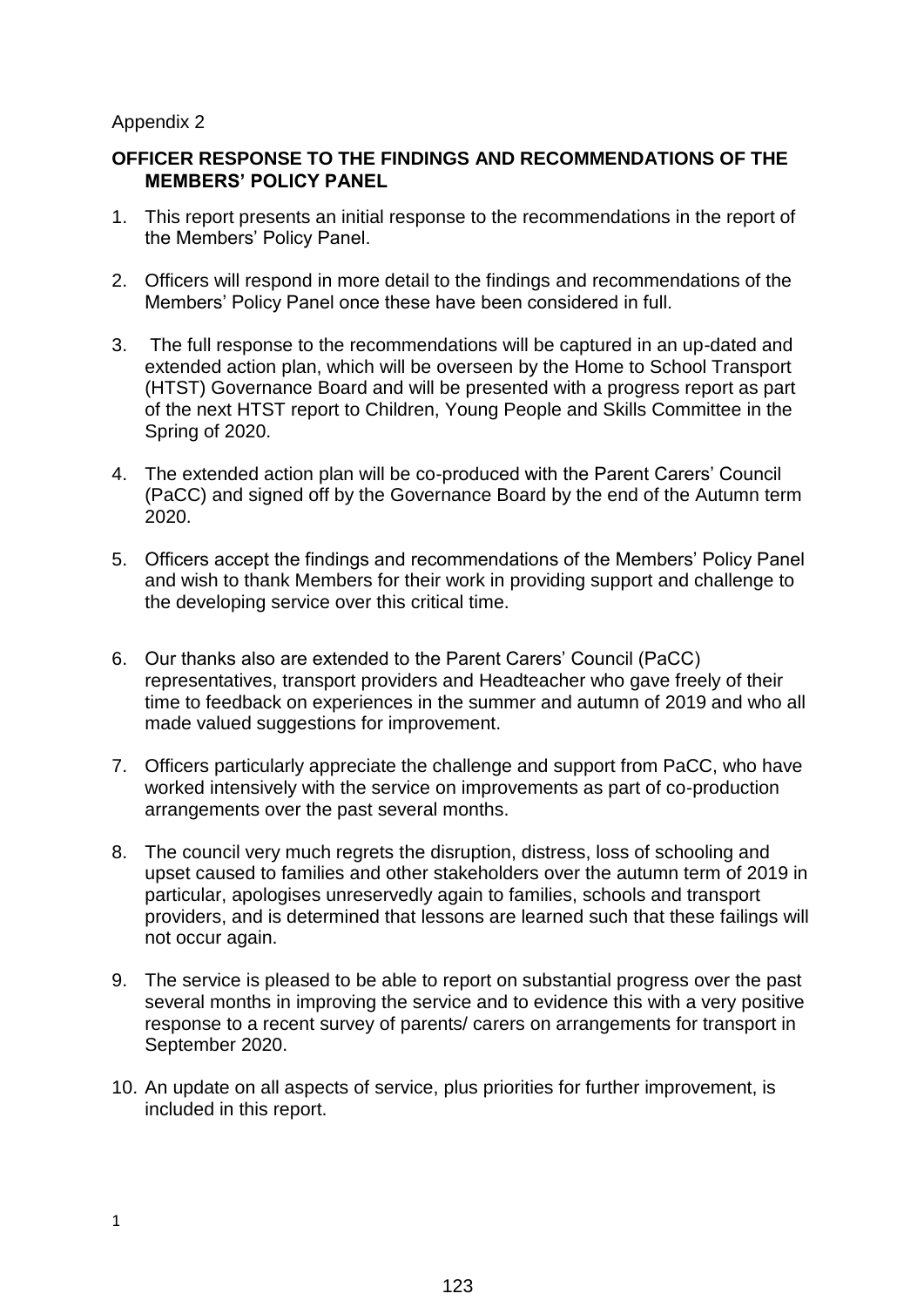Appendix 2

## OFFICER RESPONSE TO THE FINDINGS AND RECOMMENDATIONS OF THE MEMBERS' POLICY PANEL

1. This report presents an initial response to the recommendations in the report of the Members' Policy Panel.

2. Officers will respond in more detail to the findings and recommendations of the Members' Policy Panel once these have been considered in full.

3. The full response to the recommendations will be captured in an up-dated and extended action plan, which will be overseen by the Home to School Transport (HTST) Governance Board and will be presented with a progress report as part of the next HTST report to Children, Young People and Skills Committee in the Spring of 2020.

4. The extended action plan will be co-produced with the Parent Carers' Council (PaCC) and signed off by the Governance Board by the end of the Autumn term 2020.

5. Officers accept the findings and recommendations of the Members' Policy Panel and wish to thank Members for their work in providing support and challenge to the developing service over this critical time.

6. Our thanks also are extended to the Parent Carers' Council (PaCC) representatives, transport providers and Headteacher who gave freely of their time to feedback on experiences in the summer and autumn of 2019 and who all made valued suggestions for improvement.

7. Officers particularly appreciate the challenge and support from PaCC, who have worked intensively with the service on improvements as part of co-production arrangements over the past several months.

8. The council very much regrets the disruption, distress, loss of schooling and upset caused to families and other stakeholders over the autumn term of 2019 in particular, apologises unreservedly again to families, schools and transport providers, and is determined that lessons are learned such that these failings will not occur again.

9. The service is pleased to be able to report on substantial progress over the past several months in improving the service and to evidence this with a very positive response to a recent survey of parents/ carers on arrangements for transport in September 2020.

10. An update on all aspects of service, plus priorities for further improvement, is included in this report.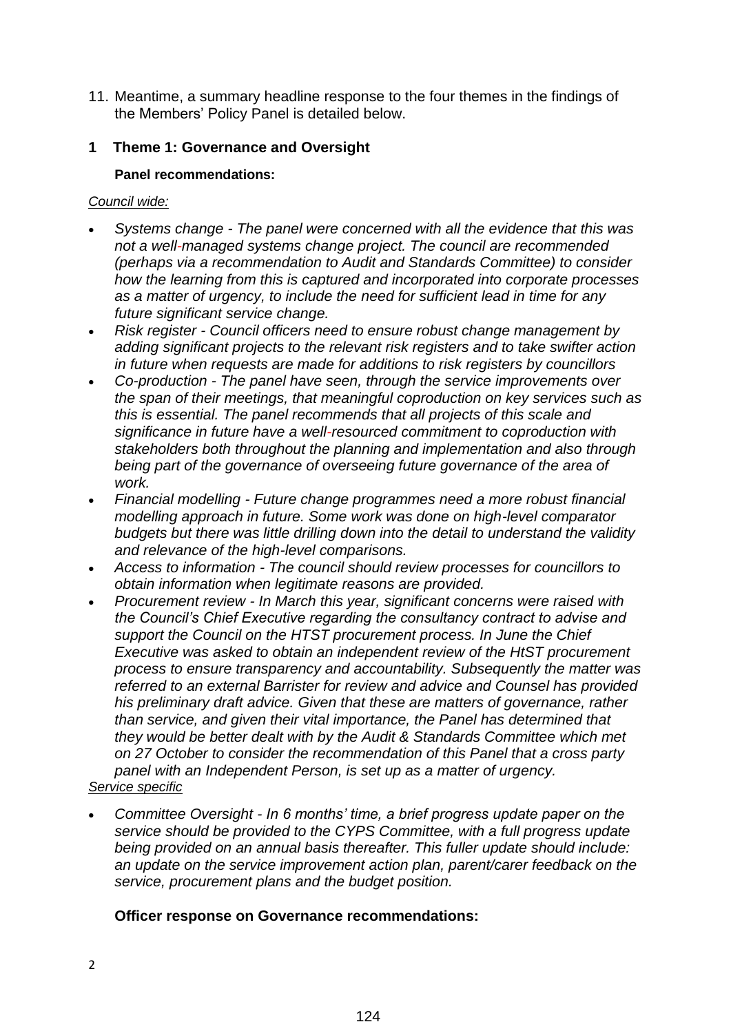11. Meantime, a summary headline response to the four themes in the findings of the Members' Policy Panel is detailed below.

## 1 Theme 1: Governance and Oversight

**Panel recommendations:**

*Council wide:*

- *Systems change - The panel were concerned with all the evidence that this was not a well-managed systems change project. The council are recommended (perhaps via a recommendation to Audit and Standards Committee) to consider how the learning from this is captured and incorporated into corporate processes as a matter of urgency, to include the need for sufficient lead in time for any future significant service change.*
- *Risk register - Council officers need to ensure robust change management by adding significant projects to the relevant risk registers and to take swifter action in future when requests are made for additions to risk registers by councillors*
- *Co-production - The panel have seen, through the service improvements over the span of their meetings, that meaningful coproduction on key services such as this is essential. The panel recommends that all projects of this scale and significance in future have a well-resourced commitment to coproduction with stakeholders both throughout the planning and implementation and also through being part of the governance of overseeing future governance of the area of work.*
- *Financial modelling - Future change programmes need a more robust financial modelling approach in future. Some work was done on high-level comparator budgets but there was little drilling down into the detail to understand the validity and relevance of the high-level comparisons.*
- *Access to information - The council should review processes for councillors to obtain information when legitimate reasons are provided.*
- *Procurement review - In March this year, significant concerns were raised with the Council's Chief Executive regarding the consultancy contract to advise and support the Council on the HTST procurement process. In June the Chief Executive was asked to obtain an independent review of the HtST procurement process to ensure transparency and accountability. Subsequently the matter was referred to an external Barrister for review and advice and Counsel has provided his preliminary draft advice. Given that these are matters of governance, rather than service, and given their vital importance, the Panel has determined that they would be better dealt with by the Audit & Standards Committee which met on 27 October to consider the recommendation of this Panel that a cross party panel with an Independent Person, is set up as a matter of urgency.*

*Service specific*

- *Committee Oversight - In 6 months' time, a brief progress update paper on the service should be provided to the CYPS Committee, with a full progress update being provided on an annual basis thereafter. This fuller update should include: an update on the service improvement action plan, parent/carer feedback on the service, procurement plans and the budget position.*

**Officer response on Governance recommendations:**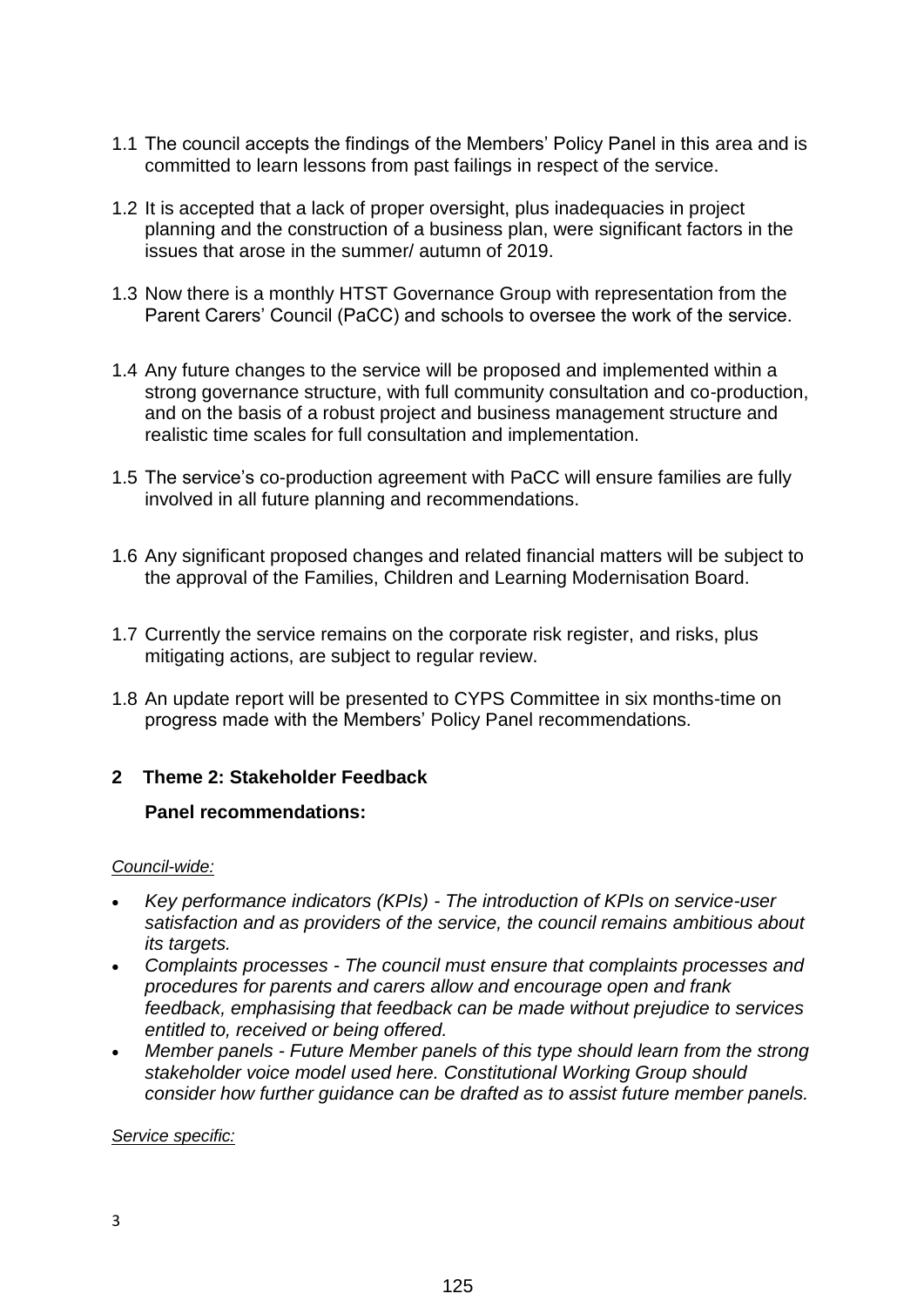1.1 The council accepts the findings of the Members' Policy Panel in this area and is committed to learn lessons from past failings in respect of the service.

1.2 It is accepted that a lack of proper oversight, plus inadequacies in project planning and the construction of a business plan, were significant factors in the issues that arose in the summer/ autumn of 2019.

1.3 Now there is a monthly HTST Governance Group with representation from the Parent Carers' Council (PaCC) and schools to oversee the work of the service.

1.4 Any future changes to the service will be proposed and implemented within a strong governance structure, with full community consultation and co-production, and on the basis of a robust project and business management structure and realistic time scales for full consultation and implementation.

1.5 The service's co-production agreement with PaCC will ensure families are fully involved in all future planning and recommendations.

1.6 Any significant proposed changes and related financial matters will be subject to the approval of the Families, Children and Learning Modernisation Board.

1.7 Currently the service remains on the corporate risk register, and risks, plus mitigating actions, are subject to regular review.

1.8 An update report will be presented to CYPS Committee in six months-time on progress made with the Members' Policy Panel recommendations.

## 2 Theme 2: Stakeholder Feedback

**Panel recommendations:**

<u>*Council-wide:*</u>

- *Key performance indicators (KPIs) - The introduction of KPIs on service-user satisfaction and as providers of the service, the council remains ambitious about its targets.*
- *Complaints processes - The council must ensure that complaints processes and procedures for parents and carers allow and encourage open and frank feedback, emphasising that feedback can be made without prejudice to services entitled to, received or being offered.*
- *Member panels - Future Member panels of this type should learn from the strong stakeholder voice model used here. Constitutional Working Group should consider how further guidance can be drafted as to assist future member panels.*

<u>*Service specific:*</u>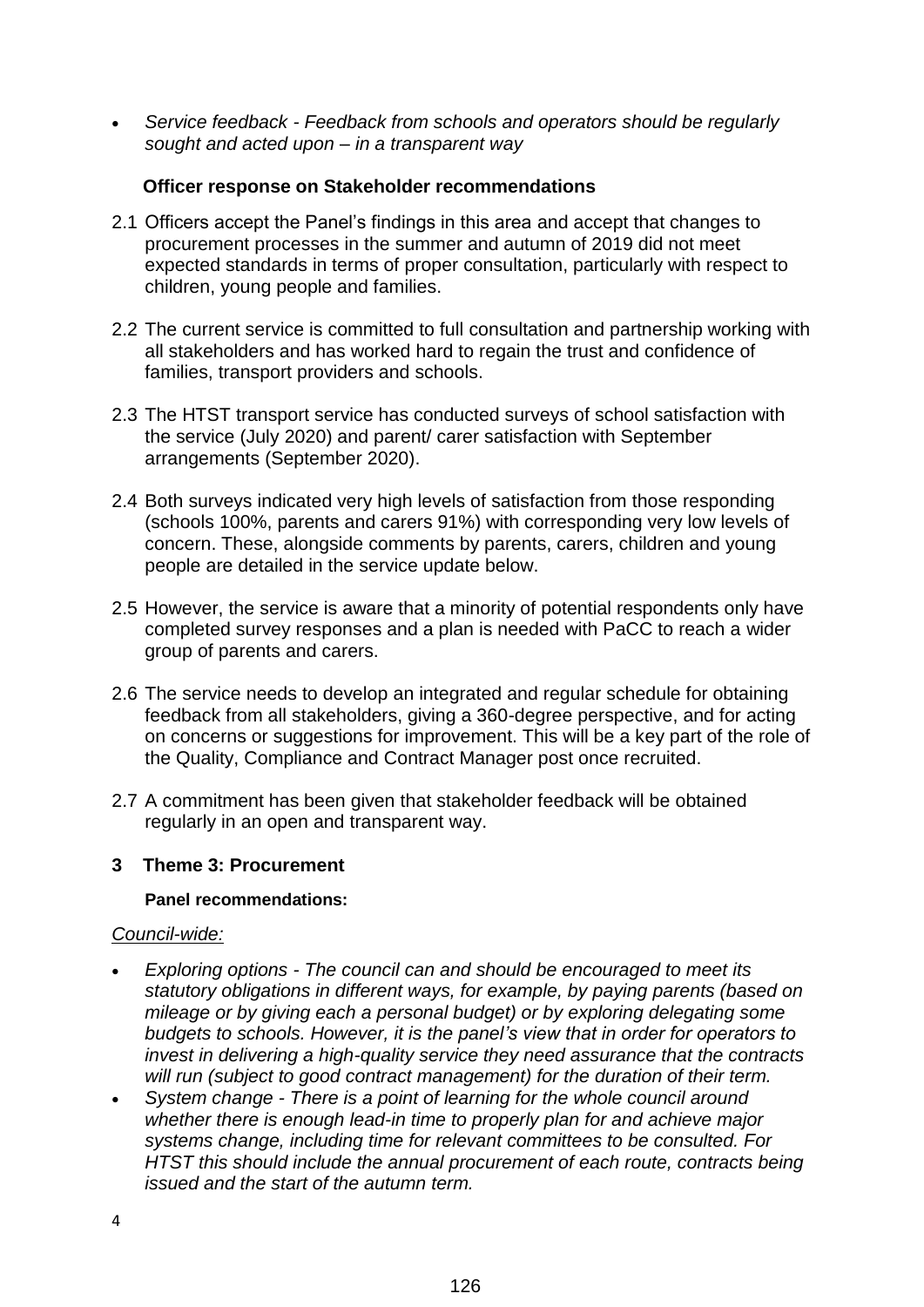- *Service feedback - Feedback from schools and operators should be regularly sought and acted upon – in a transparent way*

**Officer response on Stakeholder recommendations**

2.1 Officers accept the Panel's findings in this area and accept that changes to procurement processes in the summer and autumn of 2019 did not meet expected standards in terms of proper consultation, particularly with respect to children, young people and families.

2.2 The current service is committed to full consultation and partnership working with all stakeholders and has worked hard to regain the trust and confidence of families, transport providers and schools.

2.3 The HTST transport service has conducted surveys of school satisfaction with the service (July 2020) and parent/ carer satisfaction with September arrangements (September 2020).

2.4 Both surveys indicated very high levels of satisfaction from those responding (schools 100%, parents and carers 91%) with corresponding very low levels of concern. These, alongside comments by parents, carers, children and young people are detailed in the service update below.

2.5 However, the service is aware that a minority of potential respondents only have completed survey responses and a plan is needed with PaCC to reach a wider group of parents and carers.

2.6 The service needs to develop an integrated and regular schedule for obtaining feedback from all stakeholders, giving a 360-degree perspective, and for acting on concerns or suggestions for improvement. This will be a key part of the role of the Quality, Compliance and Contract Manager post once recruited.

2.7 A commitment has been given that stakeholder feedback will be obtained regularly in an open and transparent way.

## 3 Theme 3: Procurement

**Panel recommendations:**

*Council-wide:*

- *Exploring options - The council can and should be encouraged to meet its statutory obligations in different ways, for example, by paying parents (based on mileage or by giving each a personal budget) or by exploring delegating some budgets to schools. However, it is the panel's view that in order for operators to invest in delivering a high-quality service they need assurance that the contracts will run (subject to good contract management) for the duration of their term.*
- *System change - There is a point of learning for the whole council around whether there is enough lead-in time to properly plan for and achieve major systems change, including time for relevant committees to be consulted. For HTST this should include the annual procurement of each route, contracts being issued and the start of the autumn term.*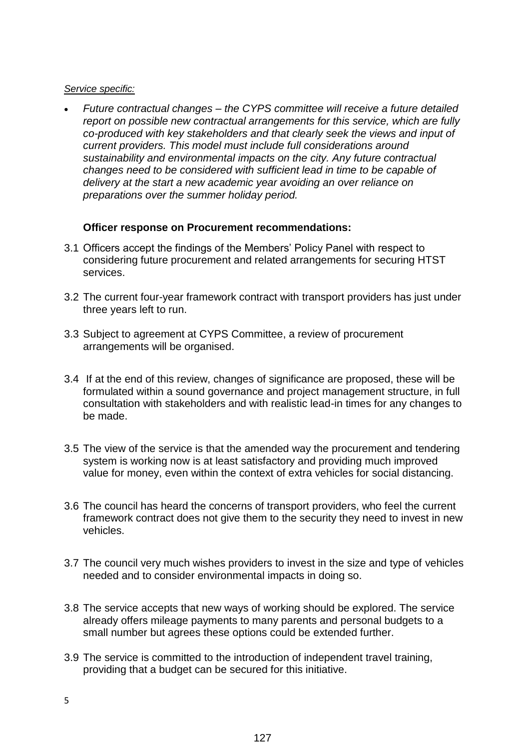*Service specific:*

- *Future contractual changes – the CYPS committee will receive a future detailed report on possible new contractual arrangements for this service, which are fully co-produced with key stakeholders and that clearly seek the views and input of current providers. This model must include full considerations around sustainability and environmental impacts on the city. Any future contractual changes need to be considered with sufficient lead in time to be capable of delivery at the start a new academic year avoiding an over reliance on preparations over the summer holiday period.*

**Officer response on Procurement recommendations:**

3.1 Officers accept the findings of the Members' Policy Panel with respect to considering future procurement and related arrangements for securing HTST services.

3.2 The current four-year framework contract with transport providers has just under three years left to run.

3.3 Subject to agreement at CYPS Committee, a review of procurement arrangements will be organised.

3.4 If at the end of this review, changes of significance are proposed, these will be formulated within a sound governance and project management structure, in full consultation with stakeholders and with realistic lead-in times for any changes to be made.

3.5 The view of the service is that the amended way the procurement and tendering system is working now is at least satisfactory and providing much improved value for money, even within the context of extra vehicles for social distancing.

3.6 The council has heard the concerns of transport providers, who feel the current framework contract does not give them to the security they need to invest in new vehicles.

3.7 The council very much wishes providers to invest in the size and type of vehicles needed and to consider environmental impacts in doing so.

3.8 The service accepts that new ways of working should be explored. The service already offers mileage payments to many parents and personal budgets to a small number but agrees these options could be extended further.

3.9 The service is committed to the introduction of independent travel training, providing that a budget can be secured for this initiative.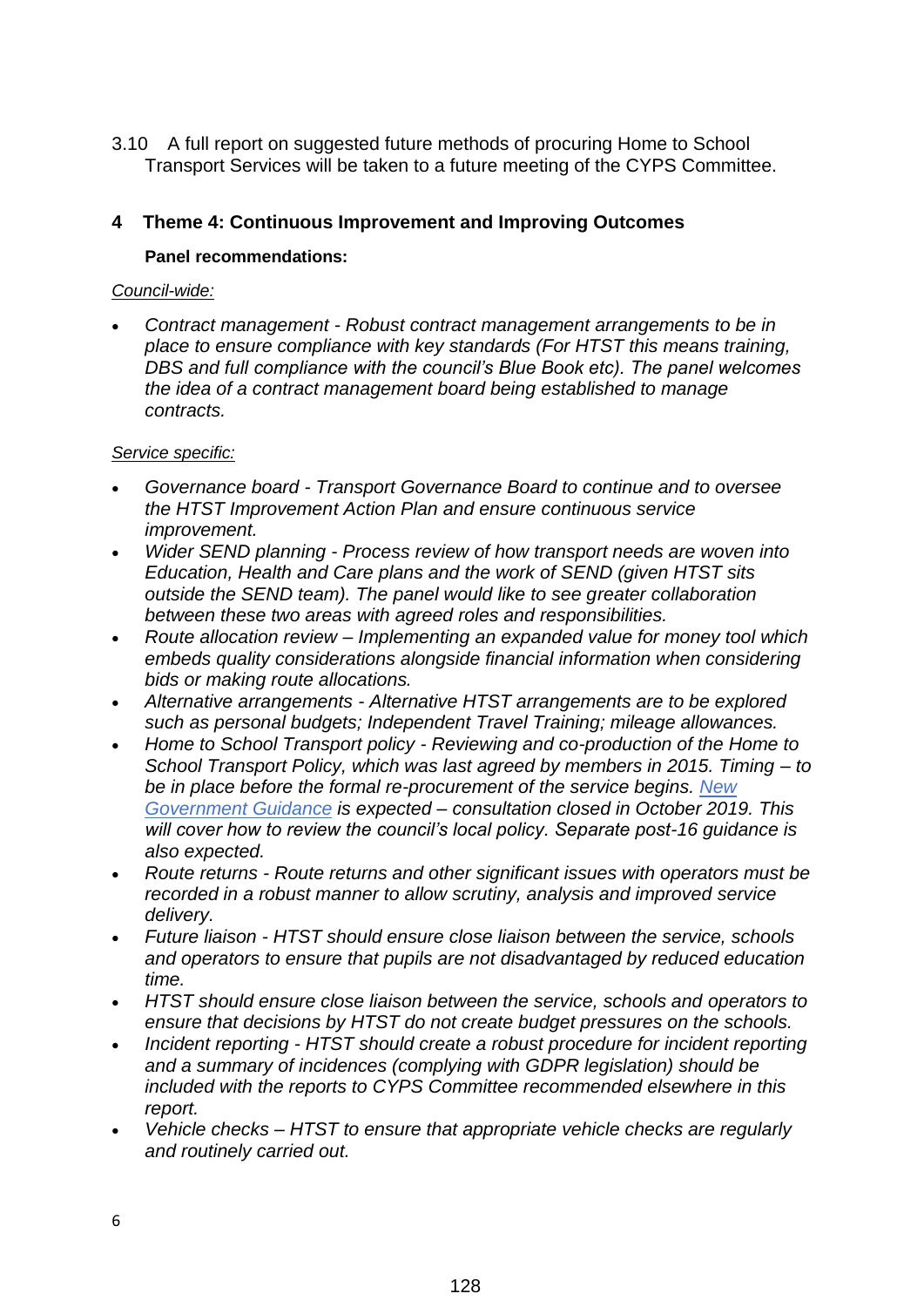3.10 A full report on suggested future methods of procuring Home to School Transport Services will be taken to a future meeting of the CYPS Committee.

## 4 Theme 4: Continuous Improvement and Improving Outcomes

**Panel recommendations:**

Council-wide:

- *Contract management - Robust contract management arrangements to be in place to ensure compliance with key standards (For HTST this means training, DBS and full compliance with the council's Blue Book etc). The panel welcomes the idea of a contract management board being established to manage contracts.*

Service specific:

- *Governance board - Transport Governance Board to continue and to oversee the HTST Improvement Action Plan and ensure continuous service improvement.*
- *Wider SEND planning - Process review of how transport needs are woven into Education, Health and Care plans and the work of SEND (given HTST sits outside the SEND team). The panel would like to see greater collaboration between these two areas with agreed roles and responsibilities.*
- *Route allocation review – Implementing an expanded value for money tool which embeds quality considerations alongside financial information when considering bids or making route allocations.*
- *Alternative arrangements - Alternative HTST arrangements are to be explored such as personal budgets; Independent Travel Training; mileage allowances.*
- *Home to School Transport policy - Reviewing and co-production of the Home to School Transport Policy, which was last agreed by members in 2015. Timing – to be in place before the formal re-procurement of the service begins. New Government Guidance is expected – consultation closed in October 2019. This will cover how to review the council's local policy. Separate post-16 guidance is also expected.*
- *Route returns - Route returns and other significant issues with operators must be recorded in a robust manner to allow scrutiny, analysis and improved service delivery.*
- *Future liaison - HTST should ensure close liaison between the service, schools and operators to ensure that pupils are not disadvantaged by reduced education time.*
- *HTST should ensure close liaison between the service, schools and operators to ensure that decisions by HTST do not create budget pressures on the schools.*
- *Incident reporting - HTST should create a robust procedure for incident reporting and a summary of incidences (complying with GDPR legislation) should be included with the reports to CYPS Committee recommended elsewhere in this report.*
- *Vehicle checks – HTST to ensure that appropriate vehicle checks are regularly and routinely carried out.*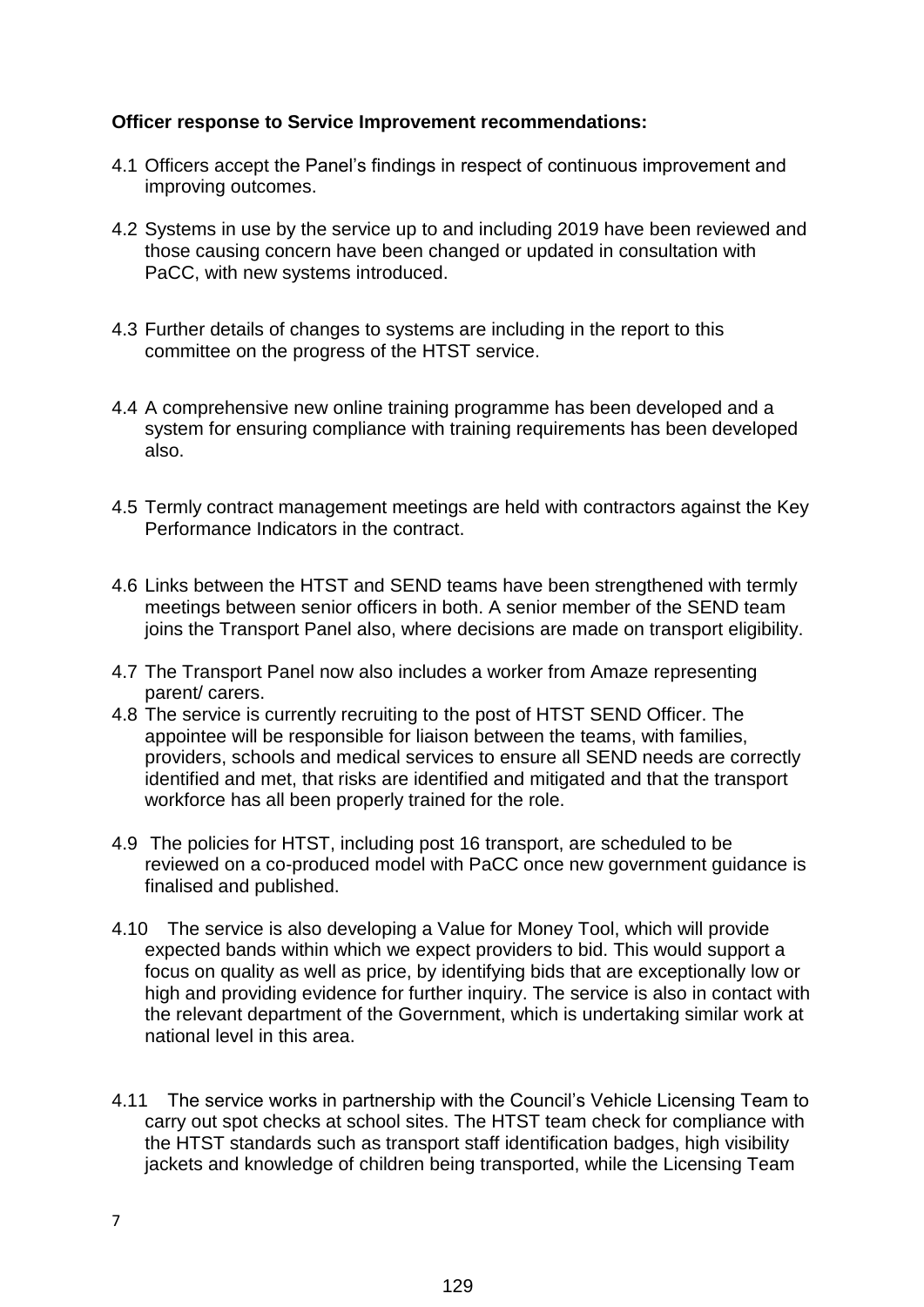**Officer response to Service Improvement recommendations:**

4.1 Officers accept the Panel's findings in respect of continuous improvement and improving outcomes.

4.2 Systems in use by the service up to and including 2019 have been reviewed and those causing concern have been changed or updated in consultation with PaCC, with new systems introduced.

4.3 Further details of changes to systems are including in the report to this committee on the progress of the HTST service.

4.4 A comprehensive new online training programme has been developed and a system for ensuring compliance with training requirements has been developed also.

4.5 Termly contract management meetings are held with contractors against the Key Performance Indicators in the contract.

4.6 Links between the HTST and SEND teams have been strengthened with termly meetings between senior officers in both. A senior member of the SEND team joins the Transport Panel also, where decisions are made on transport eligibility.

4.7 The Transport Panel now also includes a worker from Amaze representing parent/ carers.

4.8 The service is currently recruiting to the post of HTST SEND Officer. The appointee will be responsible for liaison between the teams, with families, providers, schools and medical services to ensure all SEND needs are correctly identified and met, that risks are identified and mitigated and that the transport workforce has all been properly trained for the role.

4.9 The policies for HTST, including post 16 transport, are scheduled to be reviewed on a co-produced model with PaCC once new government guidance is finalised and published.

4.10 The service is also developing a Value for Money Tool, which will provide expected bands within which we expect providers to bid. This would support a focus on quality as well as price, by identifying bids that are exceptionally low or high and providing evidence for further inquiry. The service is also in contact with the relevant department of the Government, which is undertaking similar work at national level in this area.

4.11 The service works in partnership with the Council's Vehicle Licensing Team to carry out spot checks at school sites. The HTST team check for compliance with the HTST standards such as transport staff identification badges, high visibility jackets and knowledge of children being transported, while the Licensing Team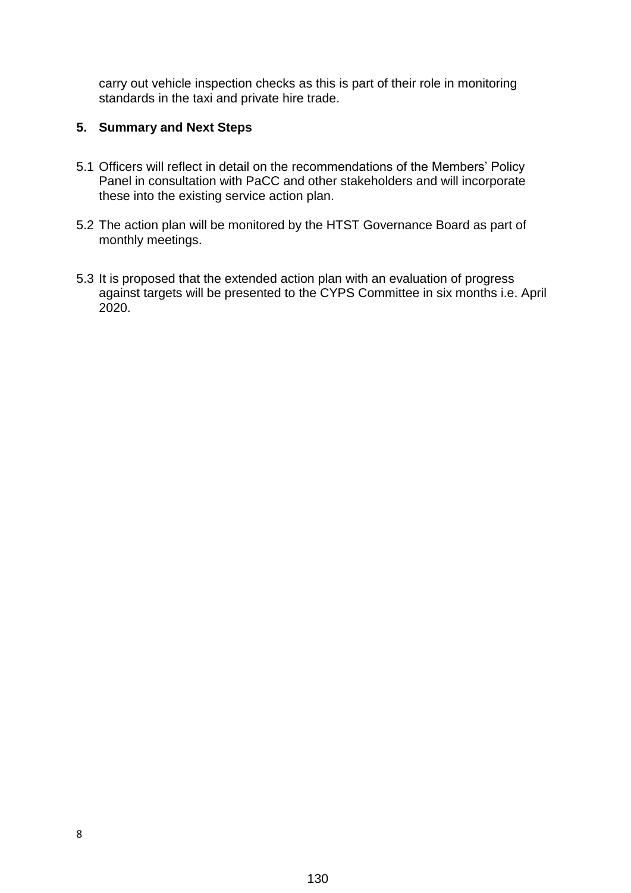carry out vehicle inspection checks as this is part of their role in monitoring standards in the taxi and private hire trade.

## 5. Summary and Next Steps

5.1 Officers will reflect in detail on the recommendations of the Members' Policy Panel in consultation with PaCC and other stakeholders and will incorporate these into the existing service action plan.

5.2 The action plan will be monitored by the HTST Governance Board as part of monthly meetings.

5.3 It is proposed that the extended action plan with an evaluation of progress against targets will be presented to the CYPS Committee in six months i.e. April 2020.